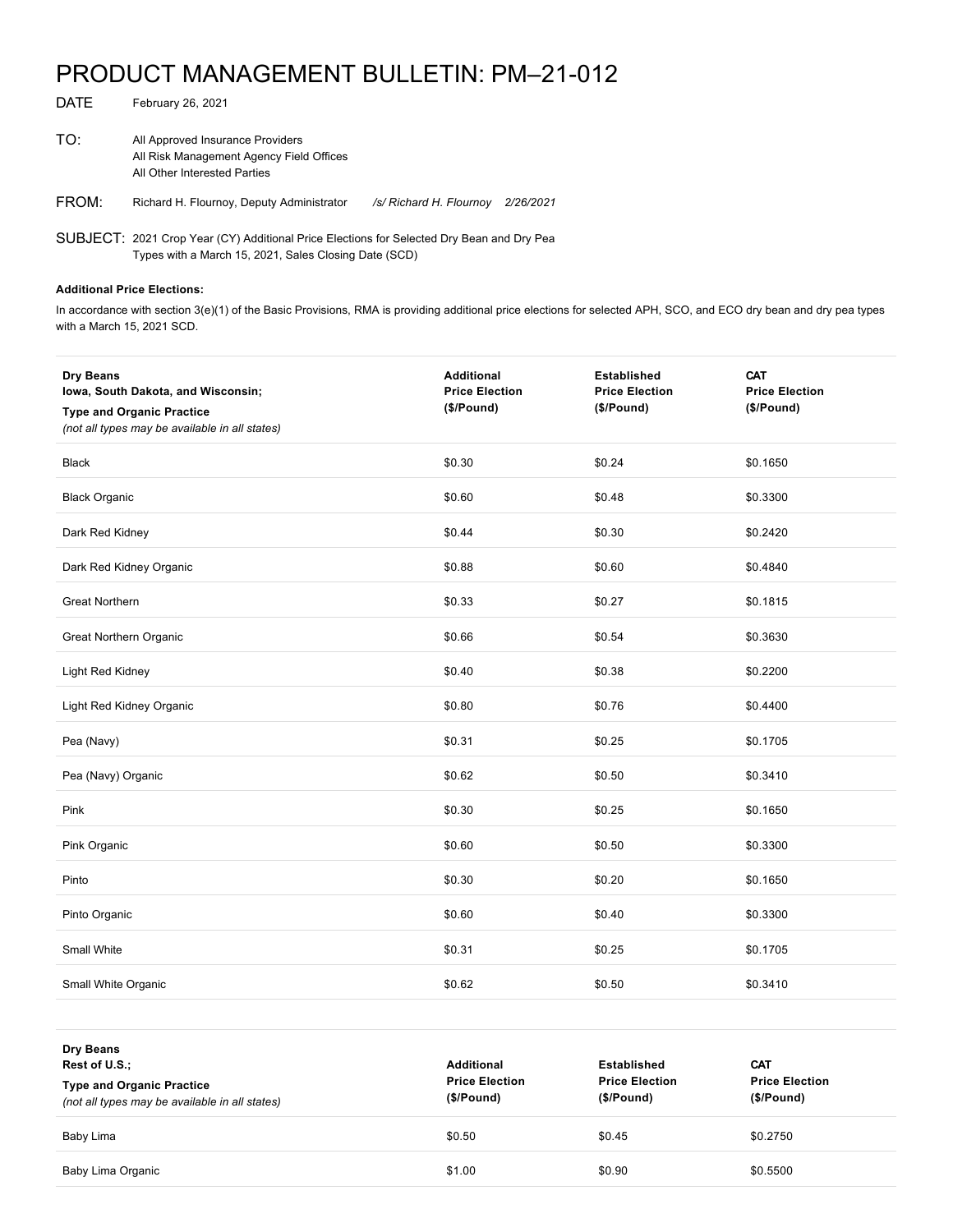# PRODUCT MANAGEMENT BULLETIN: PM–21-012

DATE February 26, 2021

TO: All Approved Insurance Providers
All Risk Management Agency Field Offices
All Other Interested Parties

FROM: Richard H. Flournoy, Deputy Administrator *​/s/ Richard H. Flournoy 2/26/2021*

SUBJECT: 2021 Crop Year (CY) Additional Price Elections for Selected Dry Bean and Dry Pea Types with a March 15, 2021, Sales Closing Date (SCD)

**Additional Price Elections:**

In accordance with section 3(e)(1) of the Basic Provisions, RMA is providing additional price elections for selected APH, SCO, and ECO dry bean and dry pea types with a March 15, 2021 SCD.

| **Dry Beans Iowa, South Dakota, and Wisconsin; Type and Organic Practice** *(not all types may be available in all states)* | **Additional Price Election ($/Pound)** | **Established Price Election ($/Pound)** | **CAT Price Election ($/Pound)** |
|---|---|---|---|
| Black | $0.30 | $0.24 | $0.1650 |
| Black Organic | $0.60 | $0.48 | $0.3300 |
| Dark Red Kidney | $0.44 | $0.30 | $0.2420 |
| Dark Red Kidney Organic | $0.88 | $0.60 | $0.4840 |
| Great Northern | $0.33 | $0.27 | $0.1815 |
| Great Northern Organic | $0.66 | $0.54 | $0.3630 |
| Light Red Kidney | $0.40 | $0.38 | $0.2200 |
| Light Red Kidney Organic | $0.80 | $0.76 | $0.4400 |
| Pea (Navy) | $0.31 | $0.25 | $0.1705 |
| Pea (Navy) Organic | $0.62 | $0.50 | $0.3410 |
| Pink | $0.30 | $0.25 | $0.1650 |
| Pink Organic | $0.60 | $0.50 | $0.3300 |
| Pinto | $0.30 | $0.20 | $0.1650 |
| Pinto Organic | $0.60 | $0.40 | $0.3300 |
| Small White | $0.31 | $0.25 | $0.1705 |
| Small White Organic | $0.62 | $0.50 | $0.3410 |

| **Dry Beans Rest of U.S.; Type and Organic Practice** *(not all types may be available in all states)* | **Additional Price Election ($/Pound)** | **Established Price Election ($/Pound)** | **CAT Price Election ($/Pound)** |
|---|---|---|---|
| Baby Lima | $0.50 | $0.45 | $0.2750 |
| Baby Lima Organic | $1.00 | $0.90 | $0.5500 |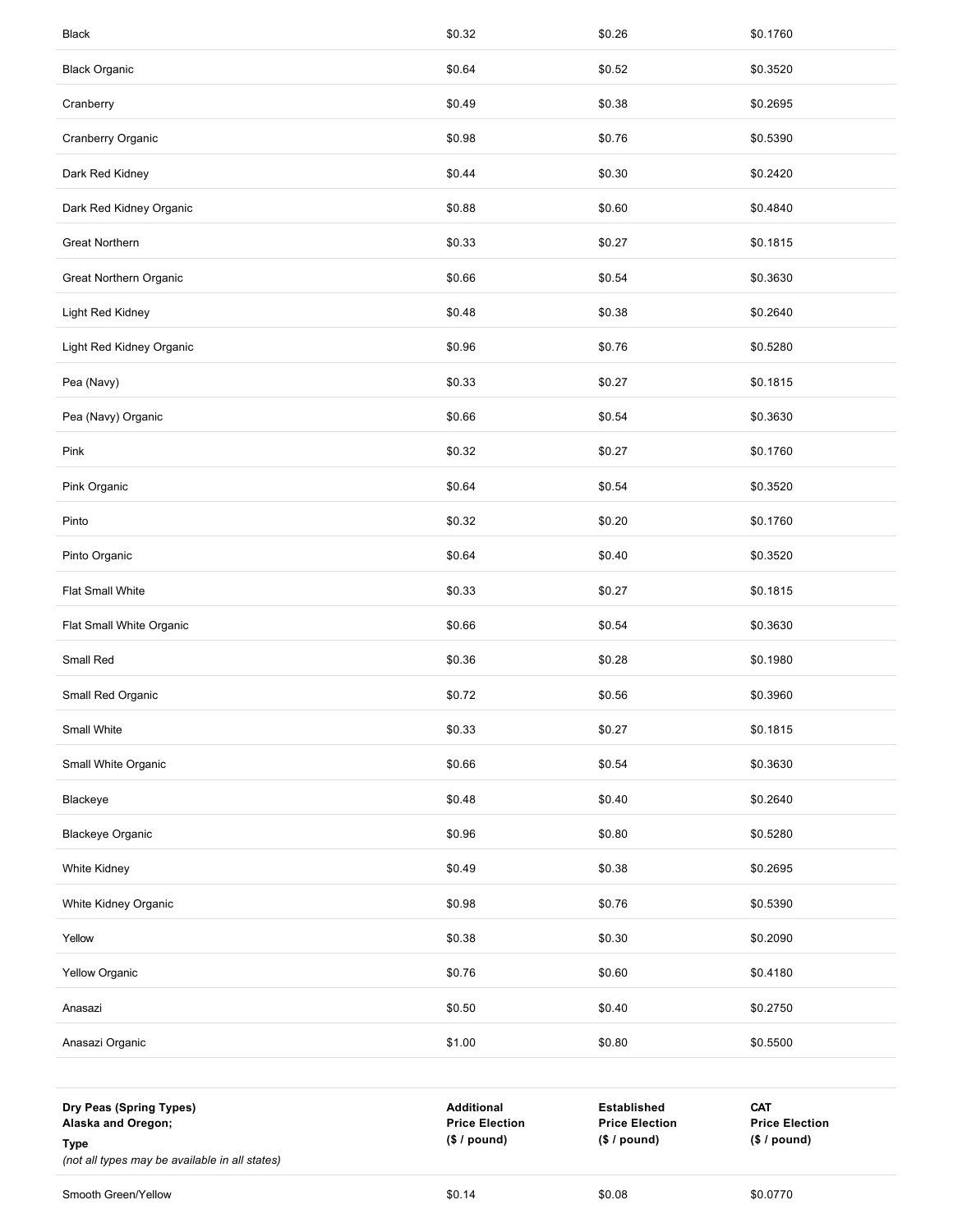| | | | |
|---|---|---|---|
| Black | $0.32 | $0.26 | $0.1760 |
| Black Organic | $0.64 | $0.52 | $0.3520 |
| Cranberry | $0.49 | $0.38 | $0.2695 |
| Cranberry Organic | $0.98 | $0.76 | $0.5390 |
| Dark Red Kidney | $0.44 | $0.30 | $0.2420 |
| Dark Red Kidney Organic | $0.88 | $0.60 | $0.4840 |
| Great Northern | $0.33 | $0.27 | $0.1815 |
| Great Northern Organic | $0.66 | $0.54 | $0.3630 |
| Light Red Kidney | $0.48 | $0.38 | $0.2640 |
| Light Red Kidney Organic | $0.96 | $0.76 | $0.5280 |
| Pea (Navy) | $0.33 | $0.27 | $0.1815 |
| Pea (Navy) Organic | $0.66 | $0.54 | $0.3630 |
| Pink | $0.32 | $0.27 | $0.1760 |
| Pink Organic | $0.64 | $0.54 | $0.3520 |
| Pinto | $0.32 | $0.20 | $0.1760 |
| Pinto Organic | $0.64 | $0.40 | $0.3520 |
| Flat Small White | $0.33 | $0.27 | $0.1815 |
| Flat Small White Organic | $0.66 | $0.54 | $0.3630 |
| Small Red | $0.36 | $0.28 | $0.1980 |
| Small Red Organic | $0.72 | $0.56 | $0.3960 |
| Small White | $0.33 | $0.27 | $0.1815 |
| Small White Organic | $0.66 | $0.54 | $0.3630 |
| Blackeye | $0.48 | $0.40 | $0.2640 |
| Blackeye Organic | $0.96 | $0.80 | $0.5280 |
| White Kidney | $0.49 | $0.38 | $0.2695 |
| White Kidney Organic | $0.98 | $0.76 | $0.5390 |
| Yellow | $0.38 | $0.30 | $0.2090 |
| Yellow Organic | $0.76 | $0.60 | $0.4180 |
| Anasazi | $0.50 | $0.40 | $0.2750 |
| Anasazi Organic | $1.00 | $0.80 | $0.5500 |

| **Dry Peas (Spring Types) Alaska and Oregon; Type** *(not all types may be available in all states)* | **Additional Price Election ($ / pound)** | **Established Price Election ($ / pound)** | **CAT Price Election ($ / pound)** |
|---|---|---|---|
| Smooth Green/Yellow | $0.14 | $0.08 | $0.0770 |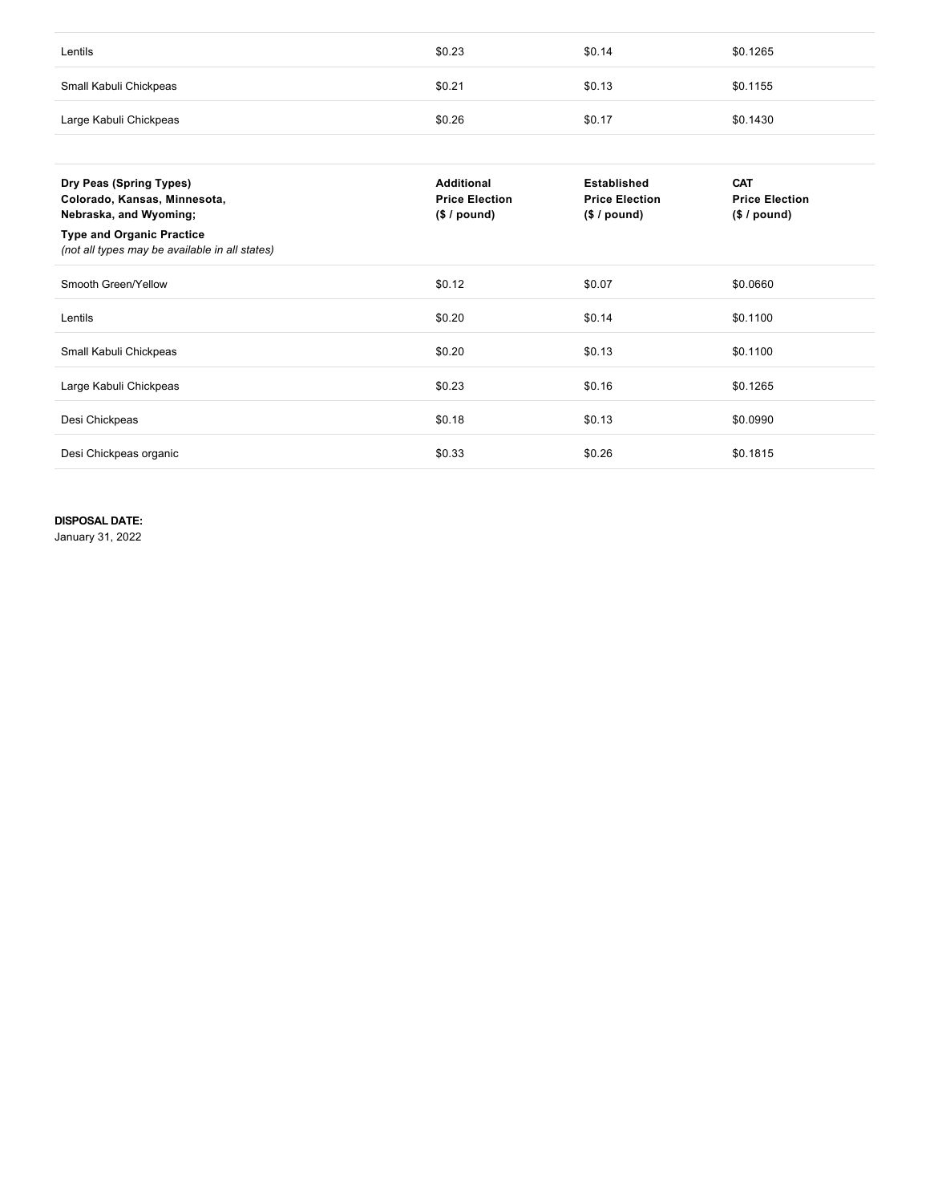| | | | |
|---|---|---|---|
| Lentils | $0.23 | $0.14 | $0.1265 |
| Small Kabuli Chickpeas | $0.21 | $0.13 | $0.1155 |
| Large Kabuli Chickpeas | $0.26 | $0.17 | $0.1430 |

| **Dry Peas (Spring Types) Colorado, Kansas, Minnesota, Nebraska, and Wyoming;** **Type and Organic Practice** *(not all types may be available in all states)* | **Additional Price Election ($ / pound)** | **Established Price Election ($ / pound)** | **CAT Price Election ($ / pound)** |
|---|---|---|---|
| Smooth Green/Yellow | $0.12 | $0.07 | $0.0660 |
| Lentils | $0.20 | $0.14 | $0.1100 |
| Small Kabuli Chickpeas | $0.20 | $0.13 | $0.1100 |
| Large Kabuli Chickpeas | $0.23 | $0.16 | $0.1265 |
| Desi Chickpeas | $0.18 | $0.13 | $0.0990 |
| Desi Chickpeas organic | $0.33 | $0.26 | $0.1815 |

**DISPOSAL DATE:**
January 31, 2022